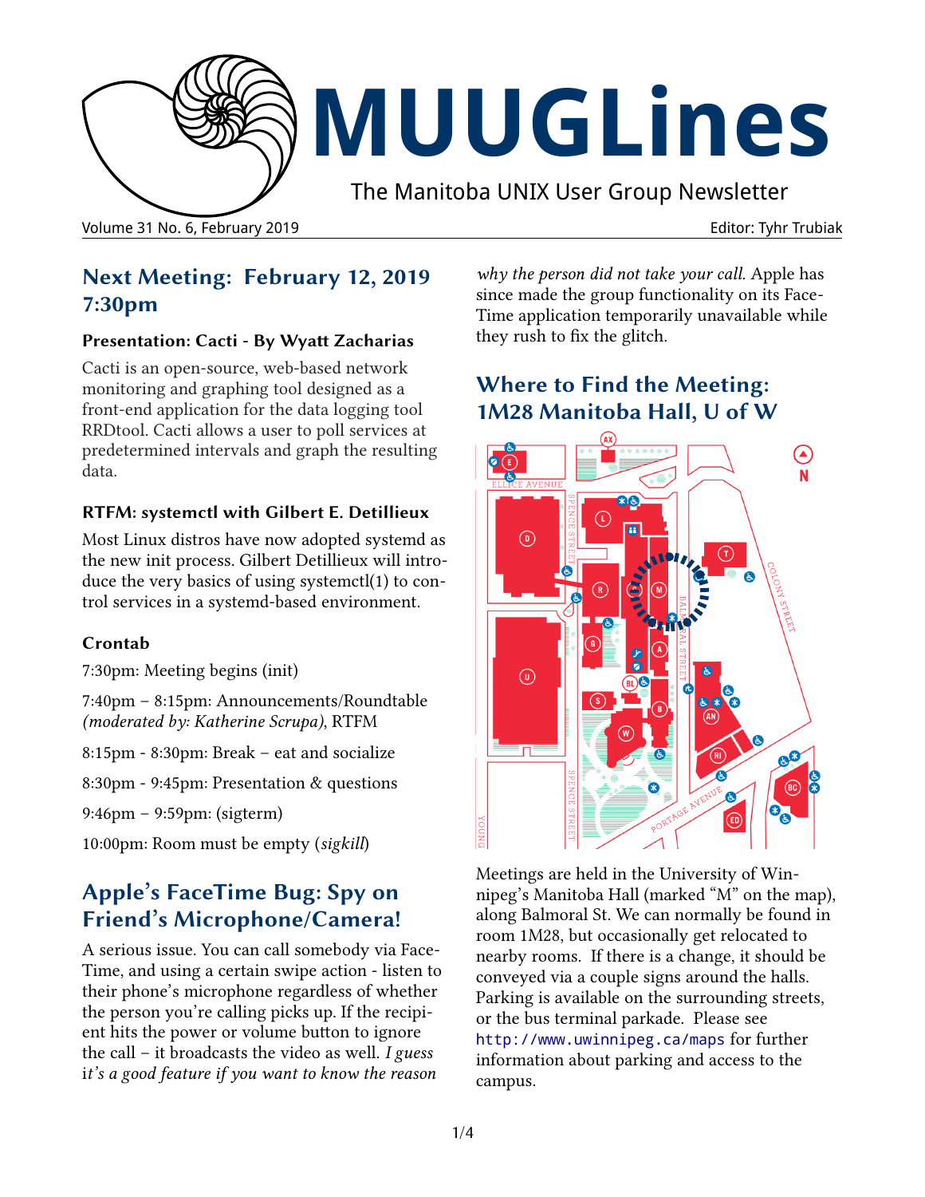# MUUGLines

The Manitoba UNIX User Group Newsletter

Volume 31 No. 6, February 2019 — Editor: Tyhr Trubiak

## Next Meeting: February 12, 2019 7:30pm

### Presentation: Cacti - By Wyatt Zacharias

Cacti is an open-source, web-based network monitoring and graphing tool designed as a front-end application for the data logging tool RRDtool. Cacti allows a user to poll services at predetermined intervals and graph the resulting data.

### RTFM: systemctl with Gilbert E. Detillieux

Most Linux distros have now adopted systemd as the new init process. Gilbert Detillieux will introduce the very basics of using systemctl(1) to control services in a systemd-based environment.

### Crontab

7:30pm: Meeting begins (init)

7:40pm – 8:15pm: Announcements/Roundtable *(moderated by: Katherine Scrupa)*, RTFM

8:15pm - 8:30pm: Break – eat and socialize

8:30pm - 9:45pm: Presentation & questions

9:46pm – 9:59pm: (sigterm)

10:00pm: Room must be empty (*sigkill*)

## Apple's FaceTime Bug: Spy on Friend's Microphone/Camera!

A serious issue. You can call somebody via FaceTime, and using a certain swipe action - listen to their phone's microphone regardless of whether the person you're calling picks up. If the recipient hits the power or volume button to ignore the call – it broadcasts the video as well. *I guess it's a good feature if you want to know the reason why the person did not take your call.* Apple has since made the group functionality on its FaceTime application temporarily unavailable while they rush to fix the glitch.

## Where to Find the Meeting: 1M28 Manitoba Hall, U of W

Meetings are held in the University of Winnipeg's Manitoba Hall (marked "M" on the map), along Balmoral St. We can normally be found in room 1M28, but occasionally get relocated to nearby rooms. If there is a change, it should be conveyed via a couple signs around the halls. Parking is available on the surrounding streets, or the bus terminal parkade. Please see http://www.uwinnipeg.ca/maps for further information about parking and access to the campus.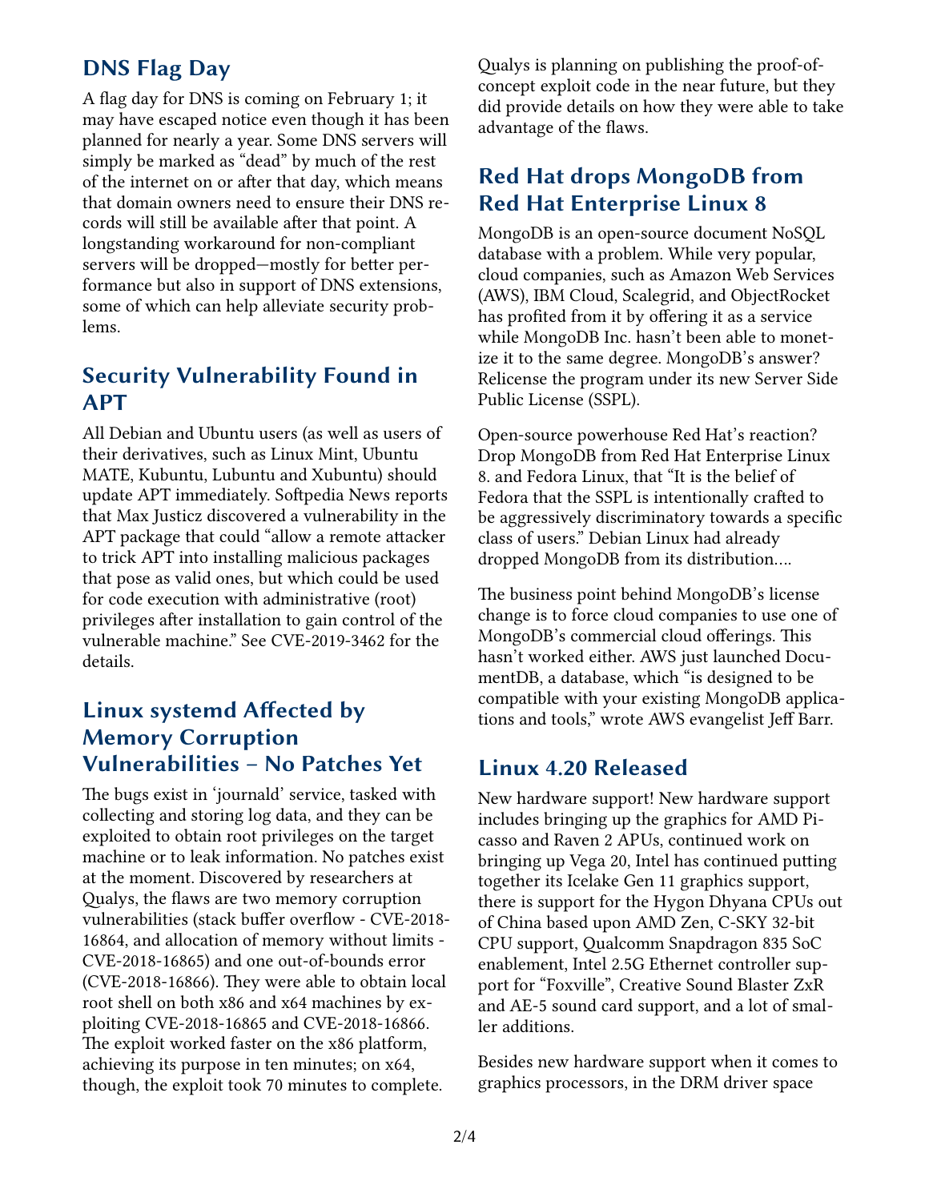## DNS Flag Day

A flag day for DNS is coming on February 1; it may have escaped notice even though it has been planned for nearly a year. Some DNS servers will simply be marked as "dead" by much of the rest of the internet on or after that day, which means that domain owners need to ensure their DNS records will still be available after that point. A longstanding workaround for non-compliant servers will be dropped—mostly for better performance but also in support of DNS extensions, some of which can help alleviate security problems.

## Security Vulnerability Found in APT

All Debian and Ubuntu users (as well as users of their derivatives, such as Linux Mint, Ubuntu MATE, Kubuntu, Lubuntu and Xubuntu) should update APT immediately. Softpedia News reports that Max Justicz discovered a vulnerability in the APT package that could "allow a remote attacker to trick APT into installing malicious packages that pose as valid ones, but which could be used for code execution with administrative (root) privileges after installation to gain control of the vulnerable machine." See CVE-2019-3462 for the details.

## Linux systemd Affected by Memory Corruption Vulnerabilities – No Patches Yet

The bugs exist in 'journald' service, tasked with collecting and storing log data, and they can be exploited to obtain root privileges on the target machine or to leak information. No patches exist at the moment. Discovered by researchers at Qualys, the flaws are two memory corruption vulnerabilities (stack buffer overflow - CVE-2018-16864, and allocation of memory without limits - CVE-2018-16865) and one out-of-bounds error (CVE-2018-16866). They were able to obtain local root shell on both x86 and x64 machines by exploiting CVE-2018-16865 and CVE-2018-16866. The exploit worked faster on the x86 platform, achieving its purpose in ten minutes; on x64, though, the exploit took 70 minutes to complete. Qualys is planning on publishing the proof-of-concept exploit code in the near future, but they did provide details on how they were able to take advantage of the flaws.

## Red Hat drops MongoDB from Red Hat Enterprise Linux 8

MongoDB is an open-source document NoSQL database with a problem. While very popular, cloud companies, such as Amazon Web Services (AWS), IBM Cloud, Scalegrid, and ObjectRocket has profited from it by offering it as a service while MongoDB Inc. hasn't been able to monetize it to the same degree. MongoDB's answer? Relicense the program under its new Server Side Public License (SSPL).

Open-source powerhouse Red Hat's reaction? Drop MongoDB from Red Hat Enterprise Linux 8. and Fedora Linux, that "It is the belief of Fedora that the SSPL is intentionally crafted to be aggressively discriminatory towards a specific class of users." Debian Linux had already dropped MongoDB from its distribution….

The business point behind MongoDB's license change is to force cloud companies to use one of MongoDB's commercial cloud offerings. This hasn't worked either. AWS just launched DocumentDB, a database, which "is designed to be compatible with your existing MongoDB applications and tools," wrote AWS evangelist Jeff Barr.

## Linux 4.20 Released

New hardware support! New hardware support includes bringing up the graphics for AMD Picasso and Raven 2 APUs, continued work on bringing up Vega 20, Intel has continued putting together its Icelake Gen 11 graphics support, there is support for the Hygon Dhyana CPUs out of China based upon AMD Zen, C-SKY 32-bit CPU support, Qualcomm Snapdragon 835 SoC enablement, Intel 2.5G Ethernet controller support for "Foxville", Creative Sound Blaster ZxR and AE-5 sound card support, and a lot of smaller additions.

Besides new hardware support when it comes to graphics processors, in the DRM driver space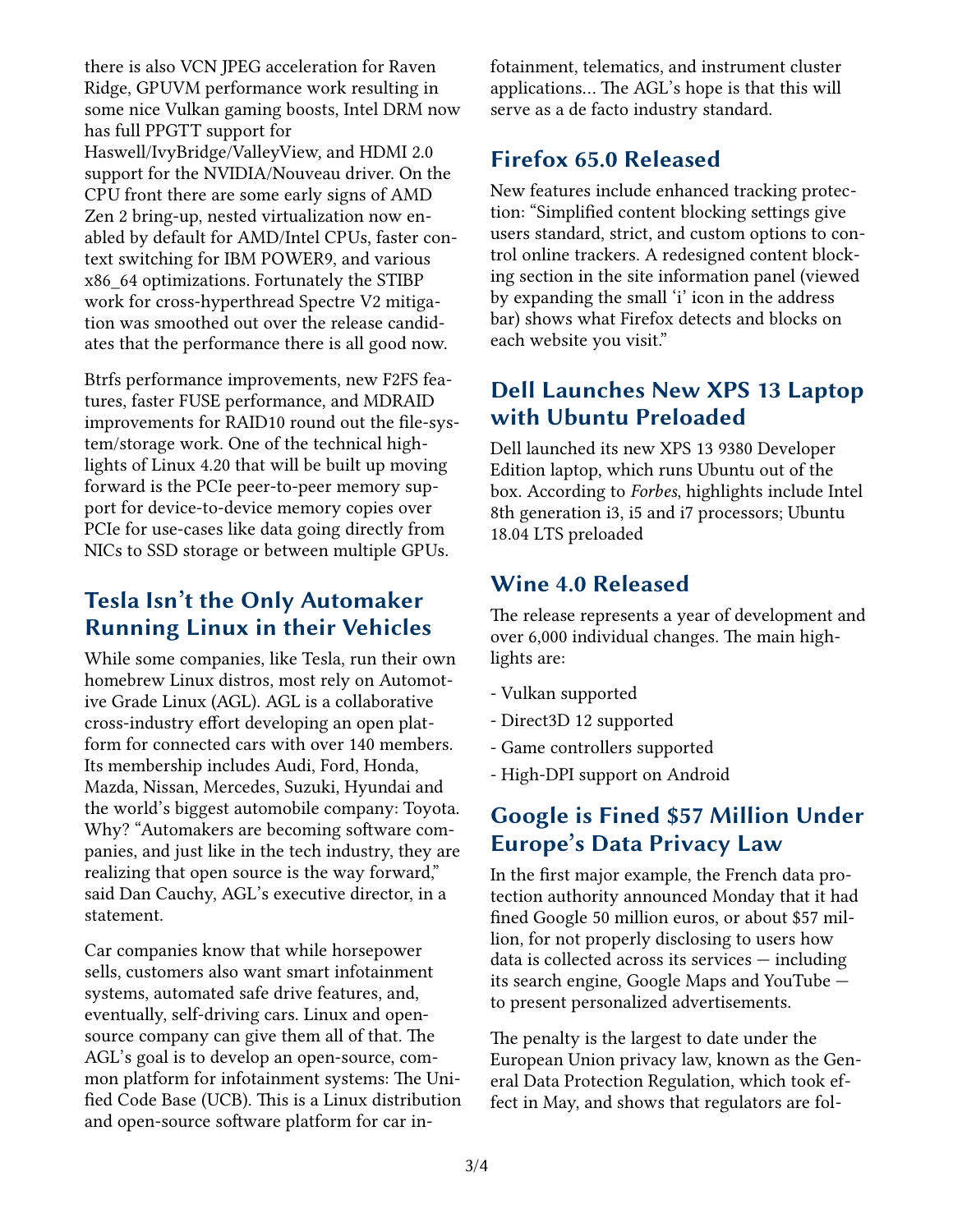there is also VCN JPEG acceleration for Raven Ridge, GPUVM performance work resulting in some nice Vulkan gaming boosts, Intel DRM now has full PPGTT support for Haswell/IvyBridge/ValleyView, and HDMI 2.0 support for the NVIDIA/Nouveau driver. On the CPU front there are some early signs of AMD Zen 2 bring-up, nested virtualization now enabled by default for AMD/Intel CPUs, faster context switching for IBM POWER9, and various x86_64 optimizations. Fortunately the STIBP work for cross-hyperthread Spectre V2 mitigation was smoothed out over the release candidates that the performance there is all good now.

Btrfs performance improvements, new F2FS features, faster FUSE performance, and MDRAID improvements for RAID10 round out the file-system/storage work. One of the technical highlights of Linux 4.20 that will be built up moving forward is the PCIe peer-to-peer memory support for device-to-device memory copies over PCIe for use-cases like data going directly from NICs to SSD storage or between multiple GPUs.

## Tesla Isn't the Only Automaker Running Linux in their Vehicles

While some companies, like Tesla, run their own homebrew Linux distros, most rely on Automotive Grade Linux (AGL). AGL is a collaborative cross-industry effort developing an open platform for connected cars with over 140 members. Its membership includes Audi, Ford, Honda, Mazda, Nissan, Mercedes, Suzuki, Hyundai and the world's biggest automobile company: Toyota. Why? "Automakers are becoming software companies, and just like in the tech industry, they are realizing that open source is the way forward," said Dan Cauchy, AGL's executive director, in a statement.

Car companies know that while horsepower sells, customers also want smart infotainment systems, automated safe drive features, and, eventually, self-driving cars. Linux and open-source company can give them all of that. The AGL's goal is to develop an open-source, common platform for infotainment systems: The Unified Code Base (UCB). This is a Linux distribution and open-source software platform for car infotainment, telematics, and instrument cluster applications... The AGL's hope is that this will serve as a de facto industry standard.

## Firefox 65.0 Released

New features include enhanced tracking protection: "Simplified content blocking settings give users standard, strict, and custom options to control online trackers. A redesigned content blocking section in the site information panel (viewed by expanding the small 'i' icon in the address bar) shows what Firefox detects and blocks on each website you visit."

## Dell Launches New XPS 13 Laptop with Ubuntu Preloaded

Dell launched its new XPS 13 9380 Developer Edition laptop, which runs Ubuntu out of the box. According to *Forbes*, highlights include Intel 8th generation i3, i5 and i7 processors; Ubuntu 18.04 LTS preloaded

## Wine 4.0 Released

The release represents a year of development and over 6,000 individual changes. The main highlights are:

- Vulkan supported
- Direct3D 12 supported
- Game controllers supported
- High-DPI support on Android

## Google is Fined $57 Million Under Europe's Data Privacy Law

In the first major example, the French data protection authority announced Monday that it had fined Google 50 million euros, or about $57 million, for not properly disclosing to users how data is collected across its services — including its search engine, Google Maps and YouTube — to present personalized advertisements.

The penalty is the largest to date under the European Union privacy law, known as the General Data Protection Regulation, which took effect in May, and shows that regulators are fol-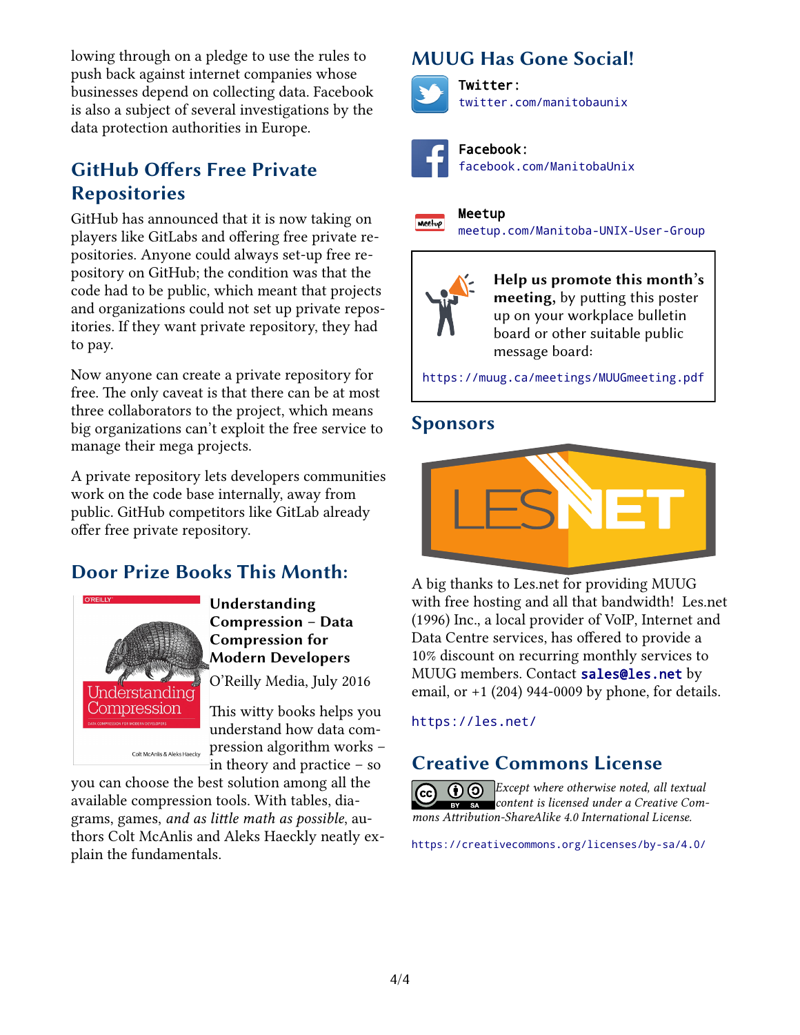lowing through on a pledge to use the rules to push back against internet companies whose businesses depend on collecting data. Facebook is also a subject of several investigations by the data protection authorities in Europe.

## GitHub Offers Free Private Repositories

GitHub has announced that it is now taking on players like GitLabs and offering free private repositories. Anyone could always set-up free repository on GitHub; the condition was that the code had to be public, which meant that projects and organizations could not set up private repositories. If they want private repository, they had to pay.

Now anyone can create a private repository for free. The only caveat is that there can be at most three collaborators to the project, which means big organizations can't exploit the free service to manage their mega projects.

A private repository lets developers communities work on the code base internally, away from public. GitHub competitors like GitLab already offer free private repository.

## Door Prize Books This Month:

**Understanding Compression – Data Compression for Modern Developers**

O'Reilly Media, July 2016

This witty books helps you understand how data compression algorithm works – in theory and practice – so you can choose the best solution among all the available compression tools. With tables, diagrams, games, *and as little math as possible*, authors Colt McAnlis and Aleks Haeckly neatly explain the fundamentals.

## MUUG Has Gone Social!

**Twitter:**
twitter.com/manitobaunix

**Facebook:**
facebook.com/ManitobaUnix

**Meetup**
meetup.com/Manitoba-UNIX-User-Group

**Help us promote this month's meeting,** by putting this poster up on your workplace bulletin board or other suitable public message board:

https://muug.ca/meetings/MUUGmeeting.pdf

## Sponsors

A big thanks to Les.net for providing MUUG with free hosting and all that bandwidth! Les.net (1996) Inc., a local provider of VoIP, Internet and Data Centre services, has offered to provide a 10% discount on recurring monthly services to MUUG members. Contact **sales@les.net** by email, or +1 (204) 944-0009 by phone, for details.

https://les.net/

## Creative Commons License

*Except where otherwise noted, all textual content is licensed under a Creative Commons Attribution-ShareAlike 4.0 International License.*

https://creativecommons.org/licenses/by-sa/4.0/